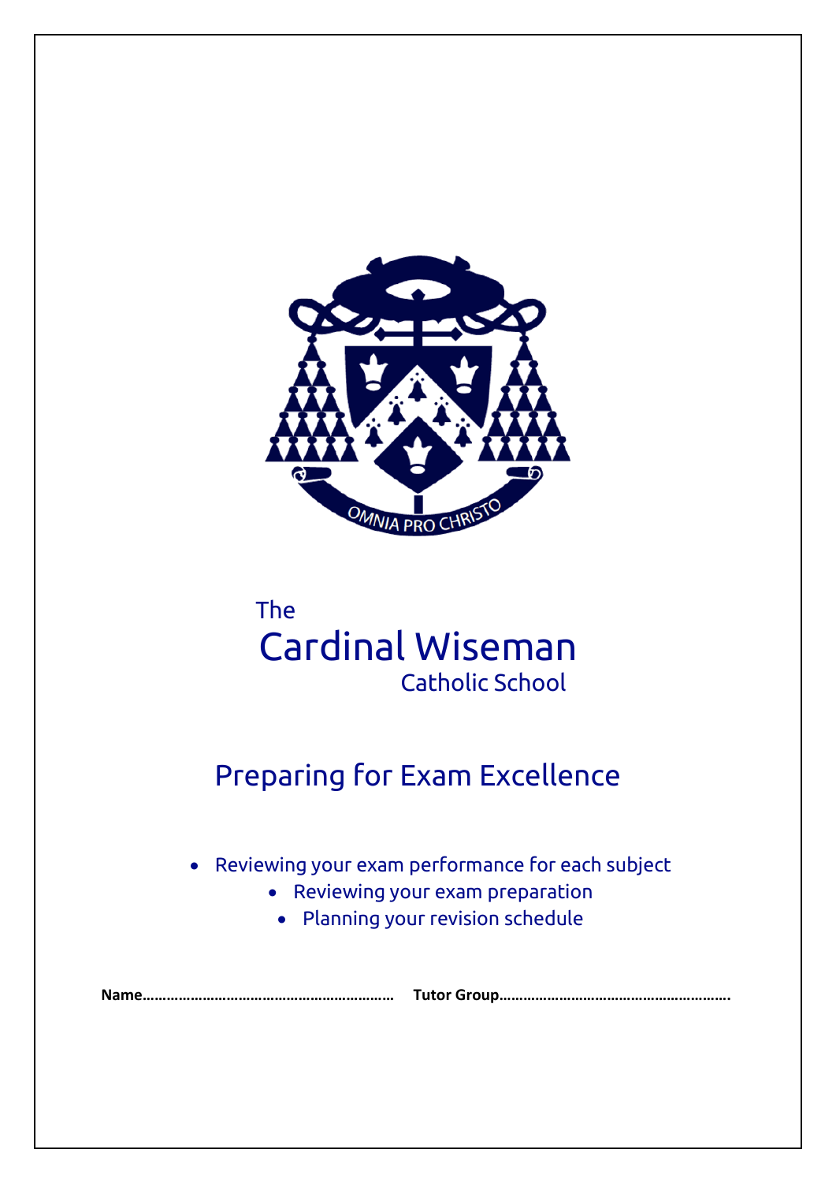OMNIA PRO CHRISTO

The
Cardinal Wiseman
Catholic School

# Preparing for Exam Excellence

- Reviewing your exam performance for each subject
- Reviewing your exam preparation
- Planning your revision schedule

**Name……………………………………………………… Tutor Group………………………………………………….**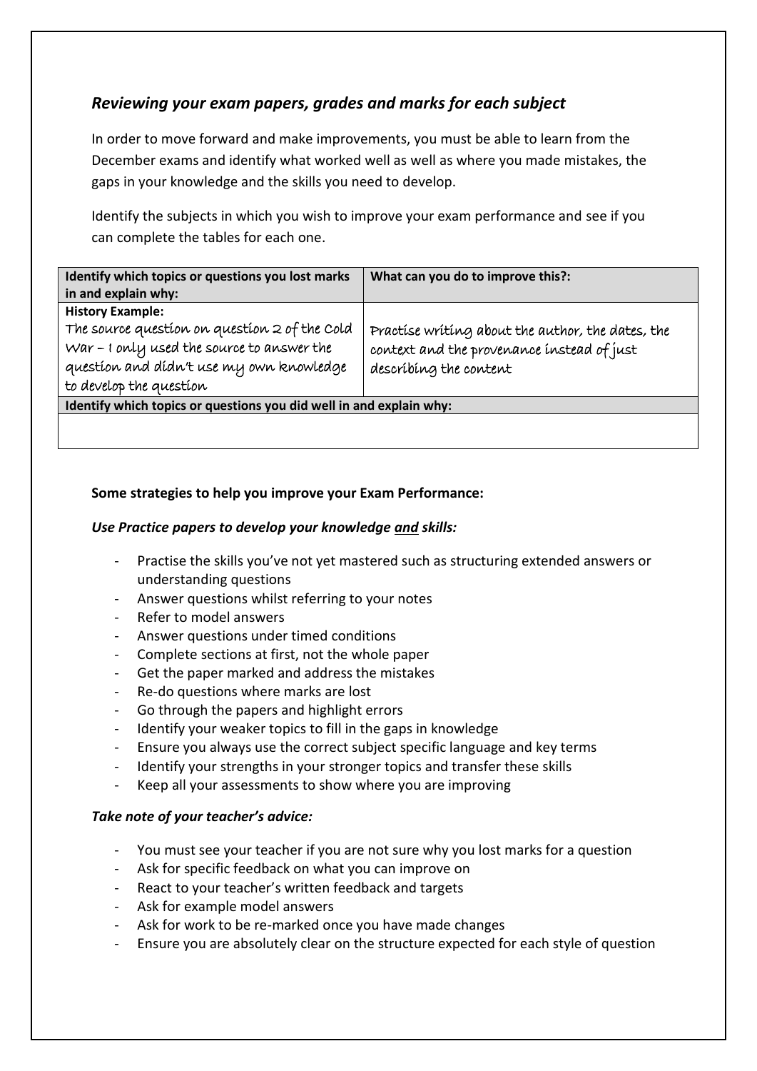## *Reviewing your exam papers, grades and marks for each subject*

In order to move forward and make improvements, you must be able to learn from the December exams and identify what worked well as well as where you made mistakes, the gaps in your knowledge and the skills you need to develop.

Identify the subjects in which you wish to improve your exam performance and see if you can complete the tables for each one.

| **Identify which topics or questions you lost marks in and explain why:** | **What can you do to improve this?:** |
|---|---|
| **History Example:** The source question on question 2 of the Cold War – I only used the source to answer the question and didn't use my own knowledge to develop the question | Practise writing about the author, the dates, the context and the provenance instead of just describing the content |
| **Identify which topics or questions you did well in and explain why:** | |
| | |

**Some strategies to help you improve your Exam Performance:**

***Use Practice papers to develop your knowledge and skills:***

- Practise the skills you've not yet mastered such as structuring extended answers or understanding questions
- Answer questions whilst referring to your notes
- Refer to model answers
- Answer questions under timed conditions
- Complete sections at first, not the whole paper
- Get the paper marked and address the mistakes
- Re-do questions where marks are lost
- Go through the papers and highlight errors
- Identify your weaker topics to fill in the gaps in knowledge
- Ensure you always use the correct subject specific language and key terms
- Identify your strengths in your stronger topics and transfer these skills
- Keep all your assessments to show where you are improving

***Take note of your teacher's advice:***

- You must see your teacher if you are not sure why you lost marks for a question
- Ask for specific feedback on what you can improve on
- React to your teacher's written feedback and targets
- Ask for example model answers
- Ask for work to be re-marked once you have made changes
- Ensure you are absolutely clear on the structure expected for each style of question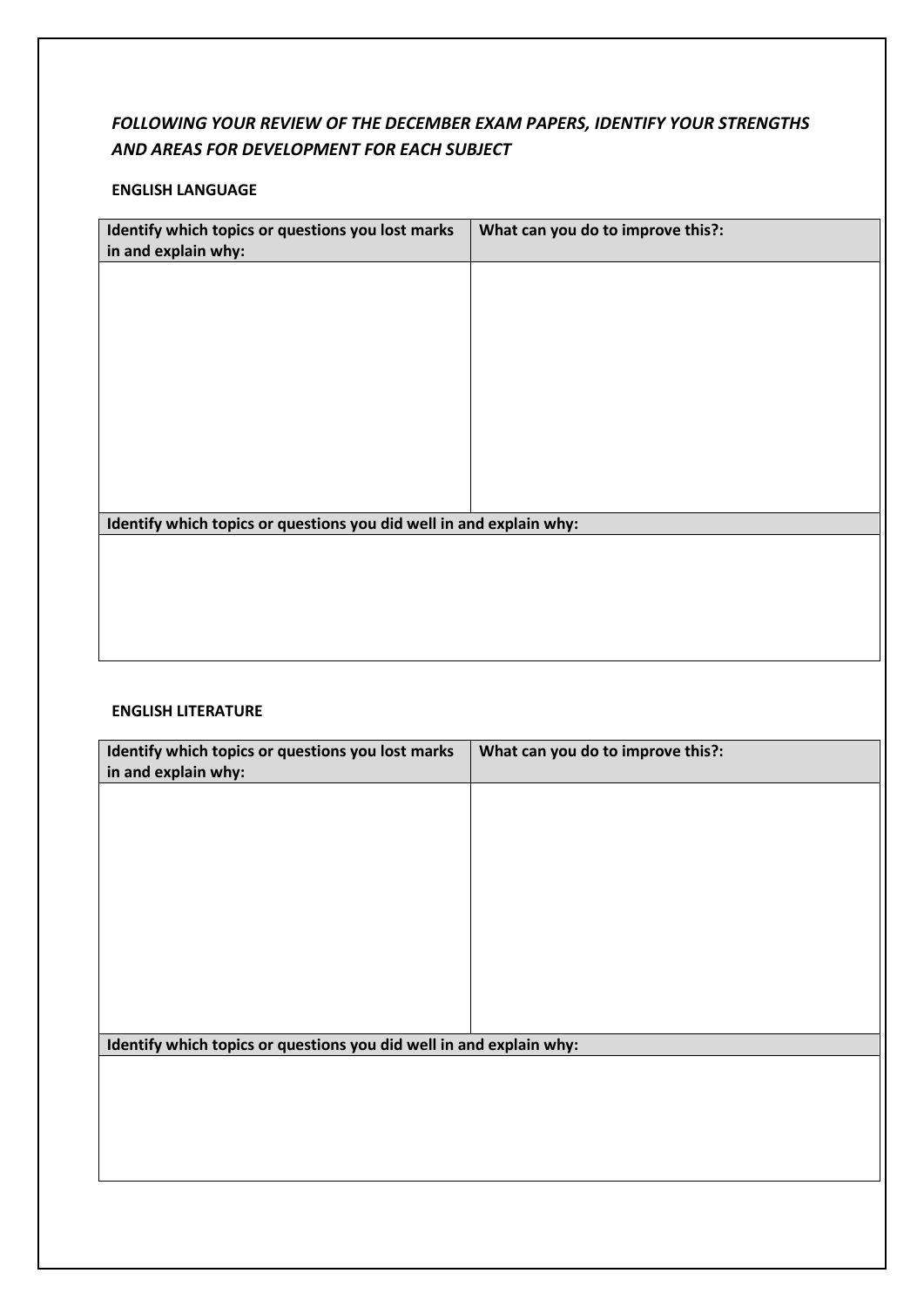***FOLLOWING YOUR REVIEW OF THE DECEMBER EXAM PAPERS, IDENTIFY YOUR STRENGTHS AND AREAS FOR DEVELOPMENT FOR EACH SUBJECT***

**ENGLISH LANGUAGE**

| **Identify which topics or questions you lost marks in and explain why:** | **What can you do to improve this?:** |
|---|---|
| | |
| **Identify which topics or questions you did well in and explain why:** | |
| | |

**ENGLISH LITERATURE**

| **Identify which topics or questions you lost marks in and explain why:** | **What can you do to improve this?:** |
|---|---|
| | |
| **Identify which topics or questions you did well in and explain why:** | |
| | |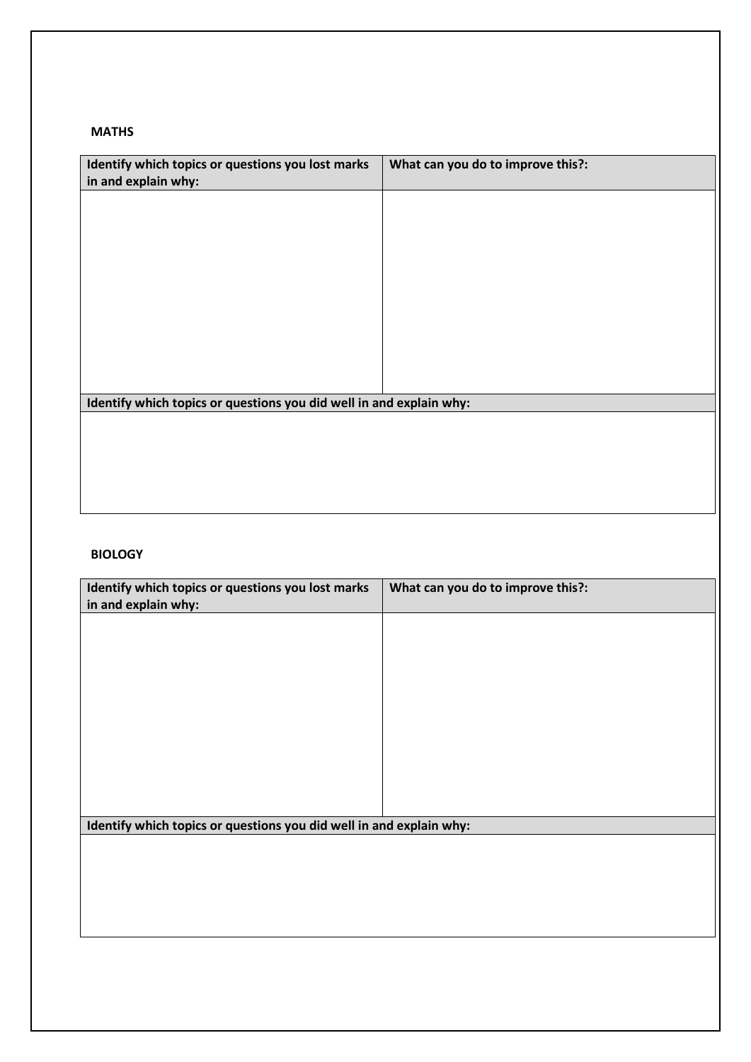**MATHS**

| Identify which topics or questions you lost marks in and explain why: | What can you do to improve this?: |
| --- | --- |
| | |
| **Identify which topics or questions you did well in and explain why:** | |
| | |

**BIOLOGY**

| Identify which topics or questions you lost marks in and explain why: | What can you do to improve this?: |
| --- | --- |
| | |
| **Identify which topics or questions you did well in and explain why:** | |
| | |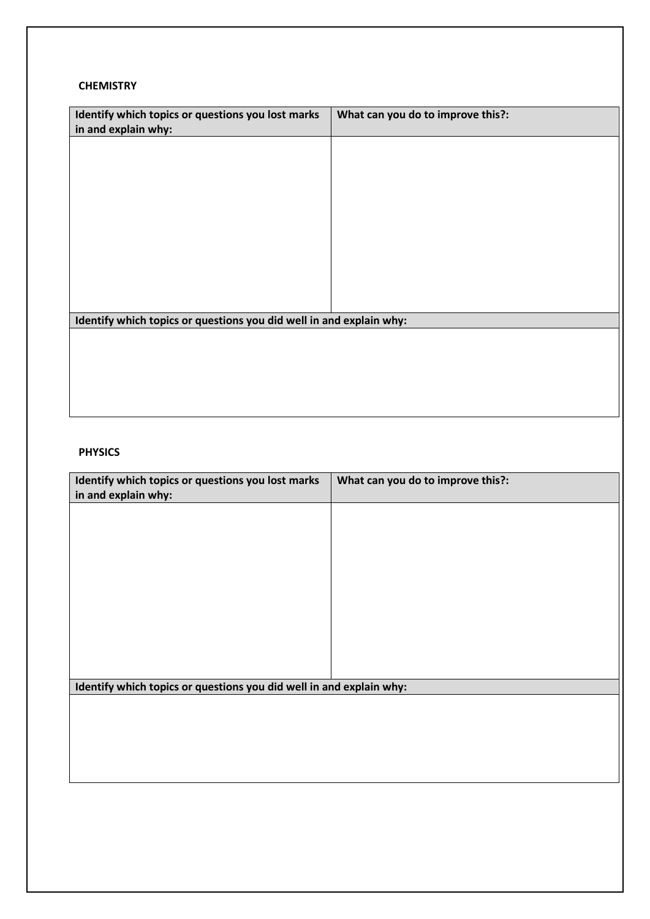**CHEMISTRY**

| Identify which topics or questions you lost marks in and explain why: | What can you do to improve this?: |
|---|---|
| | |
| **Identify which topics or questions you did well in and explain why:** | |
| | |

**PHYSICS**

| Identify which topics or questions you lost marks in and explain why: | What can you do to improve this?: |
|---|---|
| | |
| **Identify which topics or questions you did well in and explain why:** | |
| | |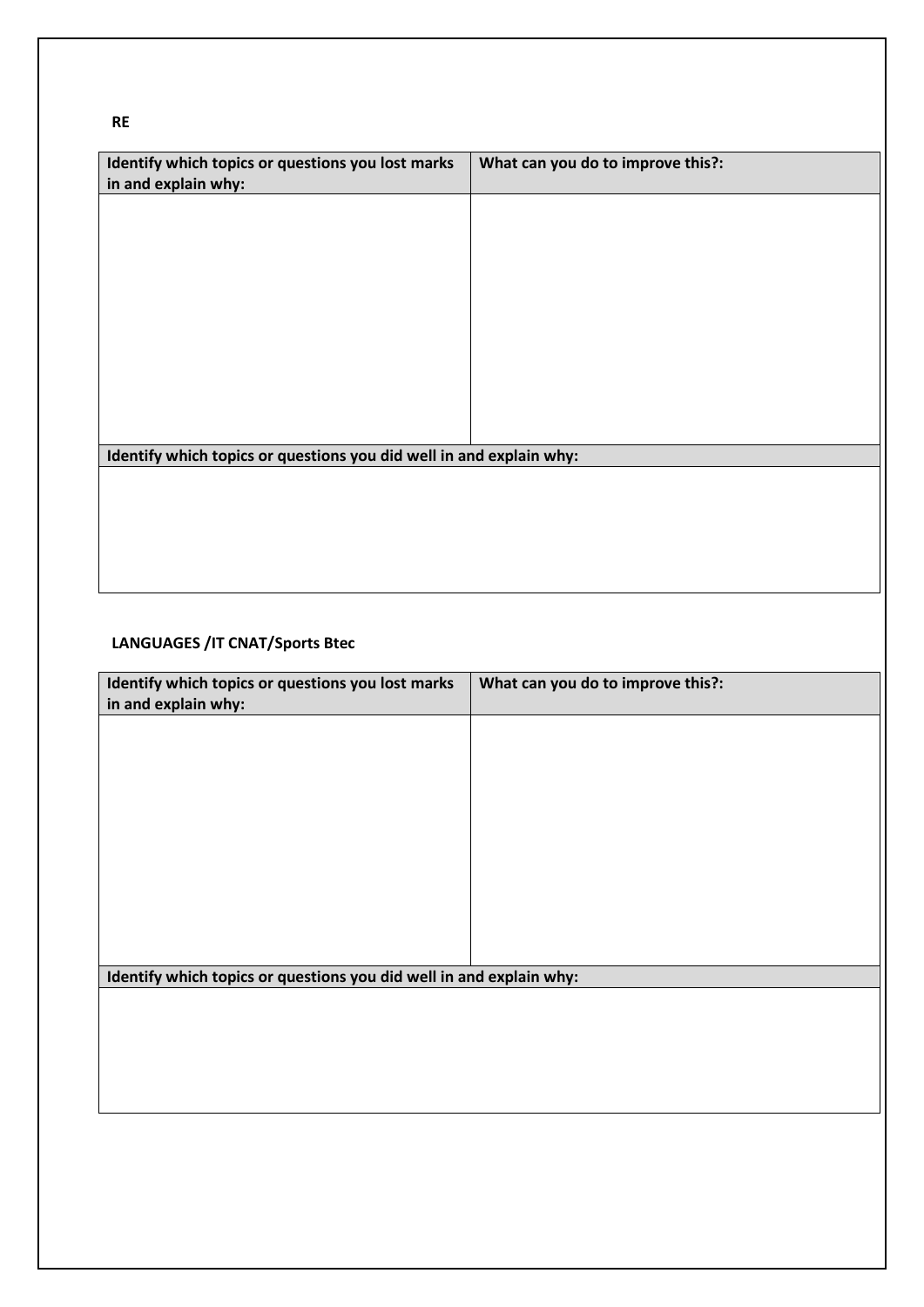**RE**

| Identify which topics or questions you lost marks in and explain why: | What can you do to improve this?: |
| --- | --- |
| | |
| **Identify which topics or questions you did well in and explain why:** | |
| | |

**LANGUAGES /IT CNAT/Sports Btec**

| Identify which topics or questions you lost marks in and explain why: | What can you do to improve this?: |
| --- | --- |
| | |
| **Identify which topics or questions you did well in and explain why:** | |
| | |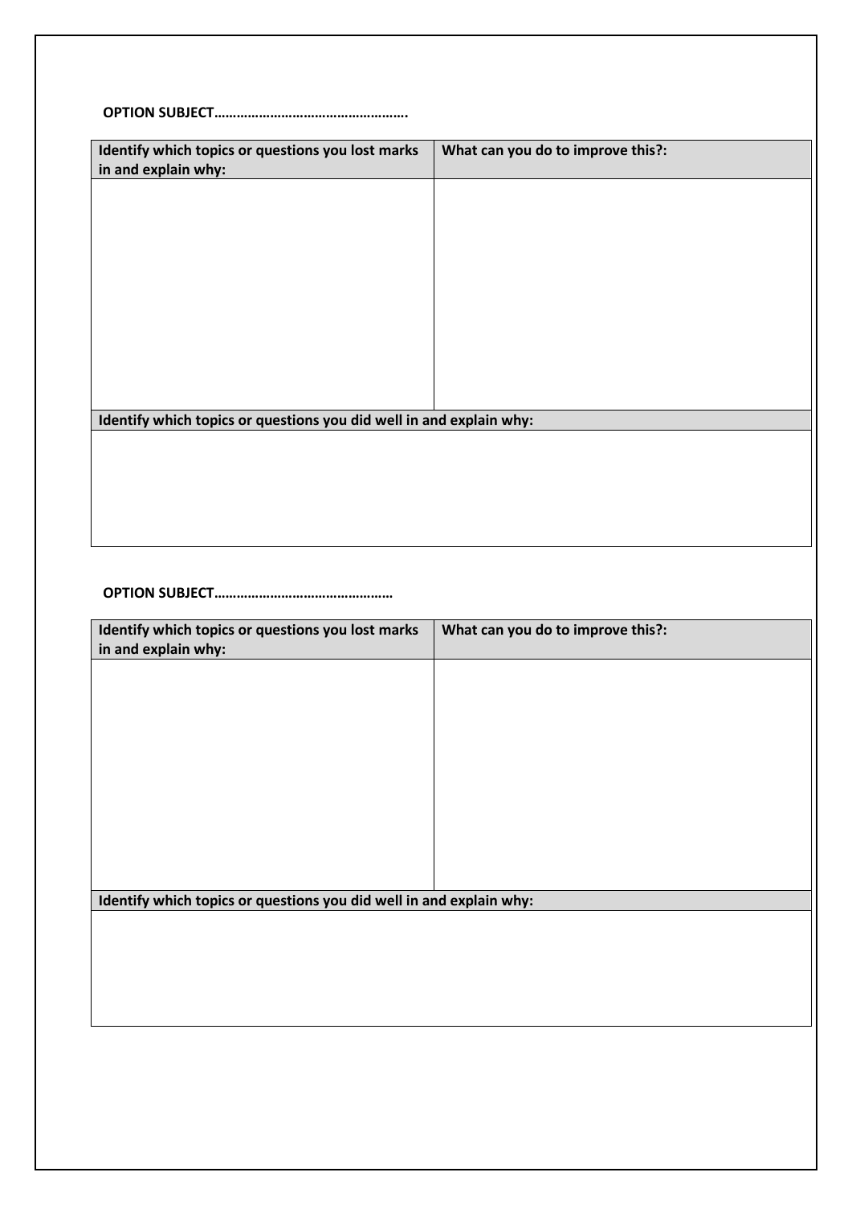**OPTION SUBJECT…………………………………………….**

| Identify which topics or questions you lost marks in and explain why: | What can you do to improve this?: |
|---|---|
| | |
| **Identify which topics or questions you did well in and explain why:** | |
| | |

**OPTION SUBJECT…………………………………………**

| Identify which topics or questions you lost marks in and explain why: | What can you do to improve this?: |
|---|---|
| | |
| **Identify which topics or questions you did well in and explain why:** | |
| | |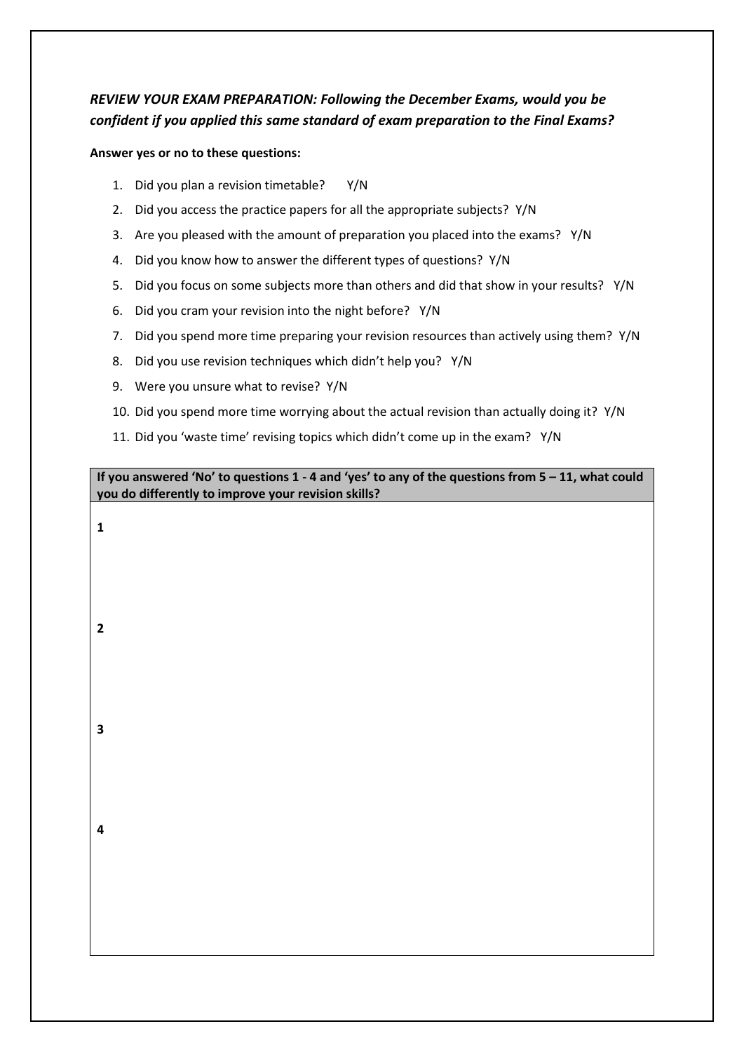***REVIEW YOUR EXAM PREPARATION: Following the December Exams, would you be confident if you applied this same standard of exam preparation to the Final Exams?***

**Answer yes or no to these questions:**

1. Did you plan a revision timetable? Y/N
2. Did you access the practice papers for all the appropriate subjects? Y/N
3. Are you pleased with the amount of preparation you placed into the exams? Y/N
4. Did you know how to answer the different types of questions? Y/N
5. Did you focus on some subjects more than others and did that show in your results? Y/N
6. Did you cram your revision into the night before? Y/N
7. Did you spend more time preparing your revision resources than actively using them? Y/N
8. Did you use revision techniques which didn't help you? Y/N
9. Were you unsure what to revise? Y/N
10. Did you spend more time worrying about the actual revision than actually doing it? Y/N
11. Did you 'waste time' revising topics which didn't come up in the exam? Y/N

| If you answered 'No' to questions 1 - 4 and 'yes' to any of the questions from 5 – 11, what could you do differently to improve your revision skills? |
|---|
| **1** |
| **2** |
| **3** |
| **4** |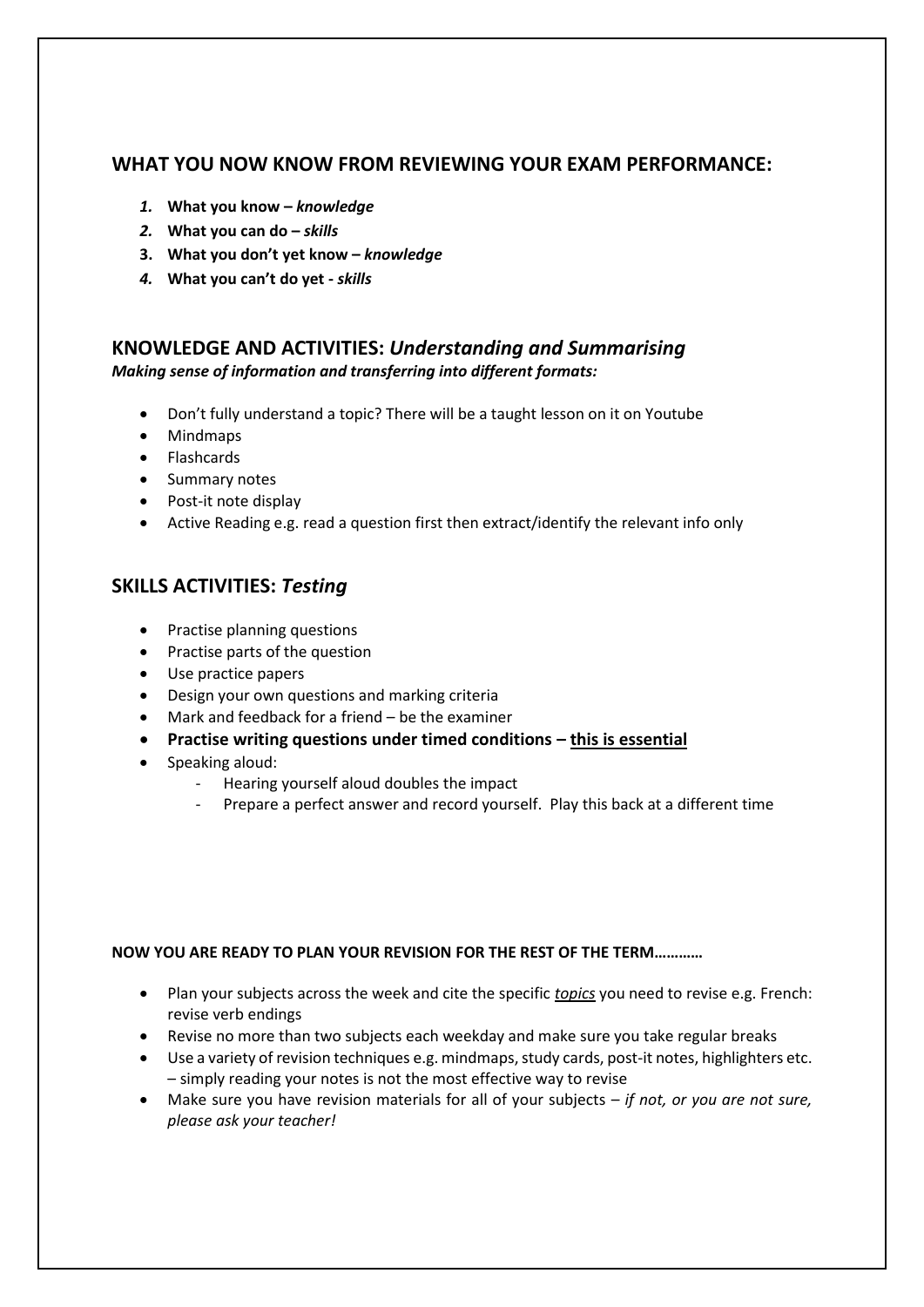## WHAT YOU NOW KNOW FROM REVIEWING YOUR EXAM PERFORMANCE:

1. **What you know –** ***knowledge***
2. **What you can do –** ***skills***
3. **What you don't yet know –** ***knowledge***
4. **What you can't do yet -** ***skills***

## KNOWLEDGE AND ACTIVITIES: *Understanding and Summarising*

***Making sense of information and transferring into different formats:***

- Don't fully understand a topic? There will be a taught lesson on it on Youtube
- Mindmaps
- Flashcards
- Summary notes
- Post-it note display
- Active Reading e.g. read a question first then extract/identify the relevant info only

## SKILLS ACTIVITIES: *Testing*

- Practise planning questions
- Practise parts of the question
- Use practice papers
- Design your own questions and marking criteria
- Mark and feedback for a friend – be the examiner
- **Practise writing questions under timed conditions – <u>this is essential</u>**
- Speaking aloud:
  - Hearing yourself aloud doubles the impact
  - Prepare a perfect answer and record yourself. Play this back at a different time

**NOW YOU ARE READY TO PLAN YOUR REVISION FOR THE REST OF THE TERM…………**

- Plan your subjects across the week and cite the specific ***<u>topics</u>*** you need to revise e.g. French: revise verb endings
- Revise no more than two subjects each weekday and make sure you take regular breaks
- Use a variety of revision techniques e.g. mindmaps, study cards, post-it notes, highlighters etc. – simply reading your notes is not the most effective way to revise
- Make sure you have revision materials for all of your subjects – *if not, or you are not sure, please ask your teacher!*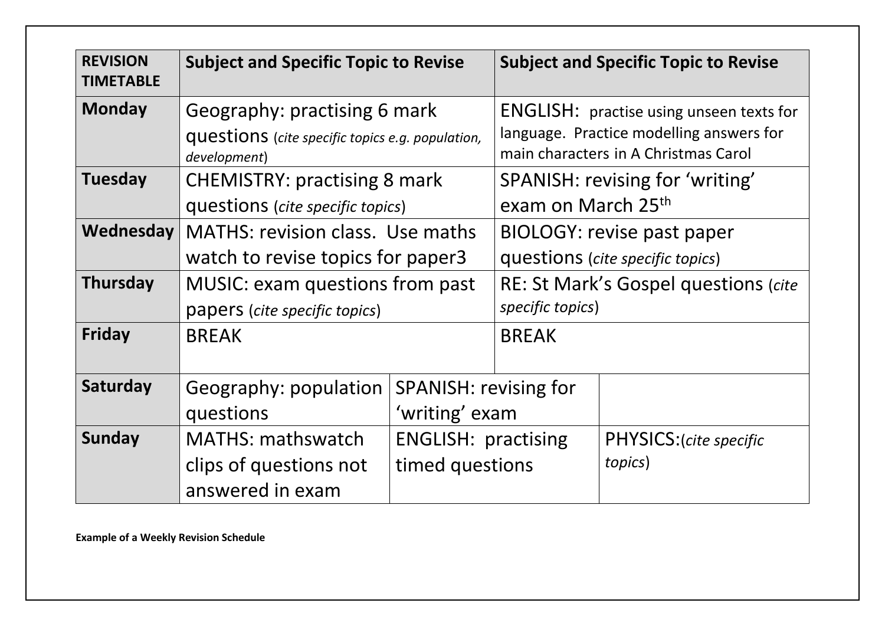| REVISION TIMETABLE | Subject and Specific Topic to Revise | | Subject and Specific Topic to Revise |
|---|---|---|---|
| **Monday** | Geography: practising 6 mark questions (*cite specific topics e.g. population, development*) | | ENGLISH: practise using unseen texts for language. Practice modelling answers for main characters in A Christmas Carol |
| **Tuesday** | CHEMISTRY: practising 8 mark questions (*cite specific topics*) | | SPANISH: revising for 'writing' exam on March 25th |
| **Wednesday** | MATHS: revision class. Use maths watch to revise topics for paper3 | | BIOLOGY: revise past paper questions (*cite specific topics*) |
| **Thursday** | MUSIC: exam questions from past papers (*cite specific topics*) | | RE: St Mark's Gospel questions (*cite specific topics*) |
| **Friday** | BREAK | | BREAK |
| **Saturday** | Geography: population questions | SPANISH: revising for 'writing' exam | |
| **Sunday** | MATHS: mathswatch clips of questions not answered in exam | ENGLISH: practising timed questions | PHYSICS:(*cite specific topics*) |

**Example of a Weekly Revision Schedule**